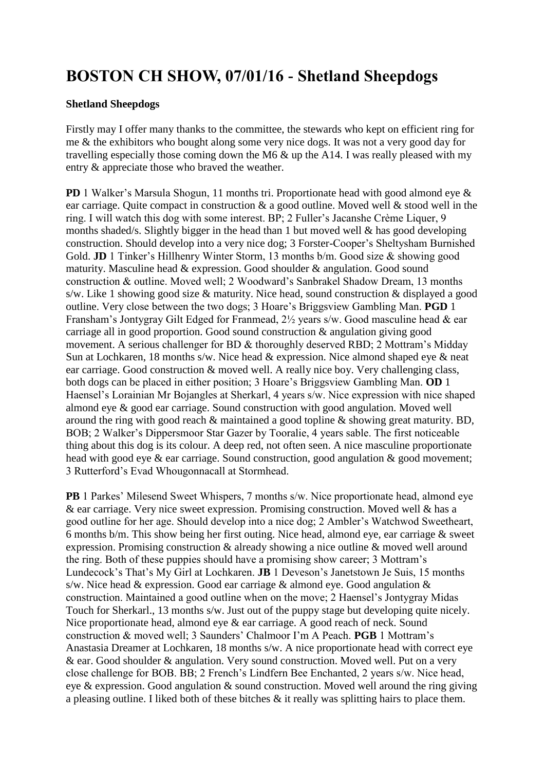# BOSTON CH SHOW, 07/01/16 - Shetland Sheepdogs

**Shetland Sheepdogs**

Firstly may I offer many thanks to the committee, the stewards who kept on efficient ring for me & the exhibitors who bought along some very nice dogs. It was not a very good day for travelling especially those coming down the M6 & up the A14. I was really pleased with my entry & appreciate those who braved the weather.

**PD** 1 Walker's Marsula Shogun, 11 months tri. Proportionate head with good almond eye & ear carriage. Quite compact in construction & a good outline. Moved well & stood well in the ring. I will watch this dog with some interest. BP; 2 Fuller's Jacanshe Crème Liquer, 9 months shaded/s. Slightly bigger in the head than 1 but moved well & has good developing construction. Should develop into a very nice dog; 3 Forster-Cooper's Sheltysham Burnished Gold. **JD** 1 Tinker's Hillhenry Winter Storm, 13 months b/m. Good size & showing good maturity. Masculine head & expression. Good shoulder & angulation. Good sound construction & outline. Moved well; 2 Woodward's Sanbrakel Shadow Dream, 13 months s/w. Like 1 showing good size & maturity. Nice head, sound construction & displayed a good outline. Very close between the two dogs; 3 Hoare's Briggsview Gambling Man. **PGD** 1 Fransham's Jontygray Gilt Edged for Franmead, 2½ years s/w. Good masculine head & ear carriage all in good proportion. Good sound construction & angulation giving good movement. A serious challenger for BD & thoroughly deserved RBD; 2 Mottram's Midday Sun at Lochkaren, 18 months s/w. Nice head & expression. Nice almond shaped eye & neat ear carriage. Good construction & moved well. A really nice boy. Very challenging class, both dogs can be placed in either position; 3 Hoare's Briggsview Gambling Man. **OD** 1 Haensel's Lorainian Mr Bojangles at Sherkarl, 4 years s/w. Nice expression with nice shaped almond eye & good ear carriage. Sound construction with good angulation. Moved well around the ring with good reach & maintained a good topline & showing great maturity. BD, BOB; 2 Walker's Dippersmoor Star Gazer by Tooralie, 4 years sable. The first noticeable thing about this dog is its colour. A deep red, not often seen. A nice masculine proportionate head with good eye & ear carriage. Sound construction, good angulation & good movement; 3 Rutterford's Evad Whougonnacall at Stormhead.

**PB** 1 Parkes' Milesend Sweet Whispers, 7 months s/w. Nice proportionate head, almond eye & ear carriage. Very nice sweet expression. Promising construction. Moved well & has a good outline for her age. Should develop into a nice dog; 2 Ambler's Watchwod Sweetheart, 6 months b/m. This show being her first outing. Nice head, almond eye, ear carriage & sweet expression. Promising construction & already showing a nice outline & moved well around the ring. Both of these puppies should have a promising show career; 3 Mottram's Lundecock's That's My Girl at Lochkaren. **JB** 1 Deveson's Janetstown Je Suis, 15 months s/w. Nice head & expression. Good ear carriage & almond eye. Good angulation & construction. Maintained a good outline when on the move; 2 Haensel's Jontygray Midas Touch for Sherkarl., 13 months s/w. Just out of the puppy stage but developing quite nicely. Nice proportionate head, almond eye & ear carriage. A good reach of neck. Sound construction & moved well; 3 Saunders' Chalmoor I'm A Peach. **PGB** 1 Mottram's Anastasia Dreamer at Lochkaren, 18 months s/w. A nice proportionate head with correct eye & ear. Good shoulder & angulation. Very sound construction. Moved well. Put on a very close challenge for BOB. BB; 2 French's Lindfern Bee Enchanted, 2 years s/w. Nice head, eye & expression. Good angulation & sound construction. Moved well around the ring giving a pleasing outline. I liked both of these bitches & it really was splitting hairs to place them.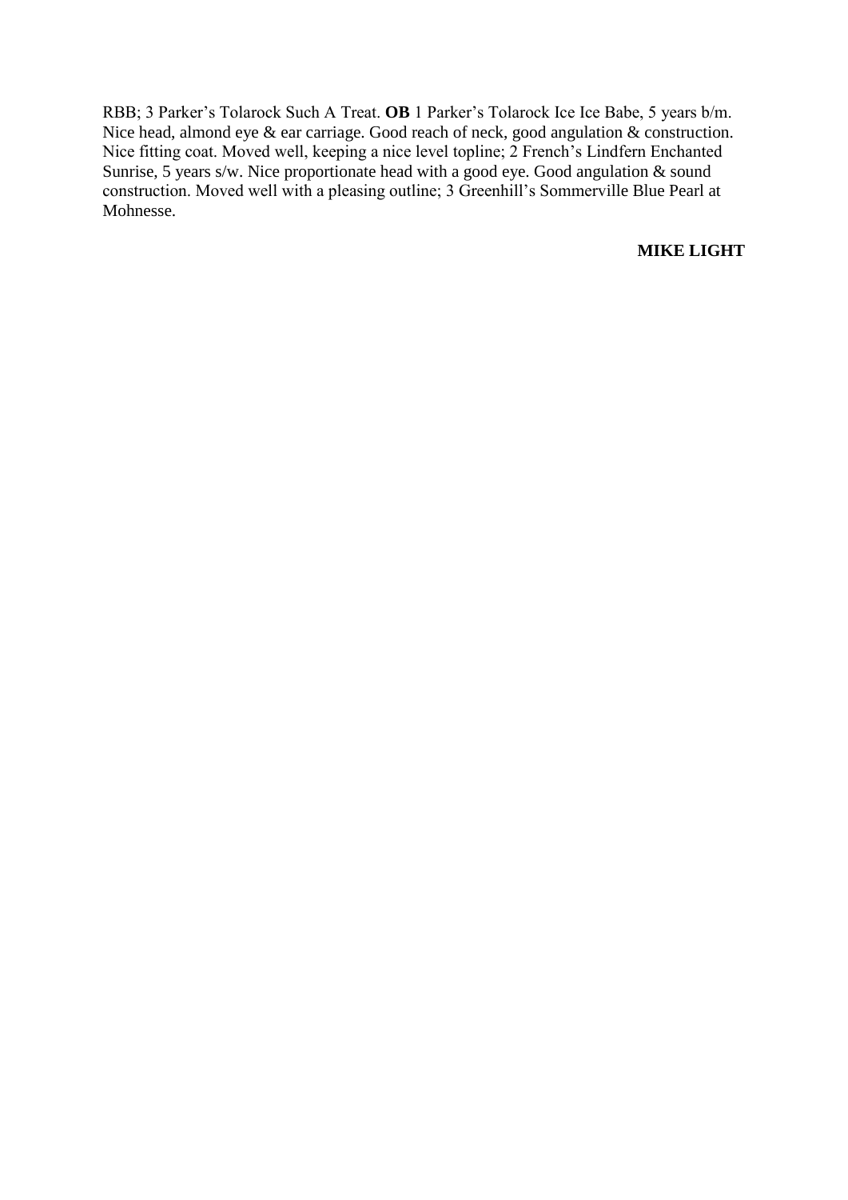RBB; 3 Parker's Tolarock Such A Treat. **OB** 1 Parker's Tolarock Ice Ice Babe, 5 years b/m. Nice head, almond eye & ear carriage. Good reach of neck, good angulation & construction. Nice fitting coat. Moved well, keeping a nice level topline; 2 French's Lindfern Enchanted Sunrise, 5 years s/w. Nice proportionate head with a good eye. Good angulation & sound construction. Moved well with a pleasing outline; 3 Greenhill's Sommerville Blue Pearl at Mohnesse.

**MIKE LIGHT**